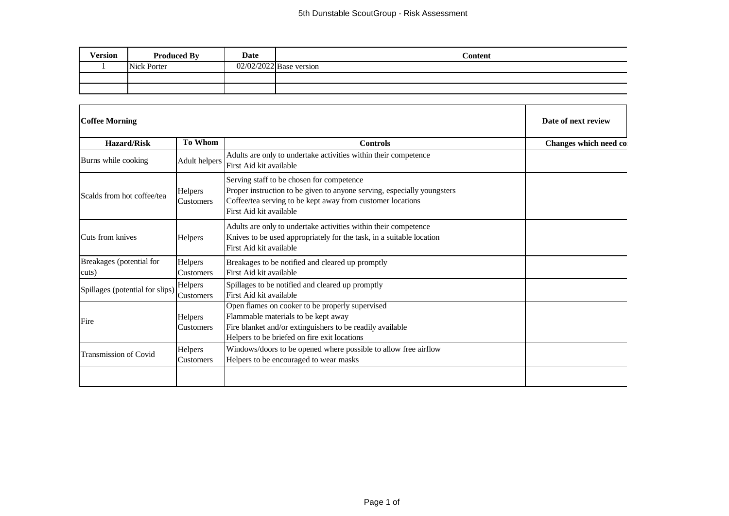# 5th Dunstable ScoutGroup - Risk Assessment

| Version | Produced By | Date | Content |
|---|---|---|---|
| 1 | Nick Porter | 02/02/2022 | Base version |
| | | | |
| | | | |

| Coffee Morning | | | Date of next review |
|---|---|---|---|
| **Hazard/Risk** | **To Whom** | **Controls** | **Changes which need co** |
| Burns while cooking | Adult helpers | Adults are only to undertake activities within their competence<br>First Aid kit available | |
| Scalds from hot coffee/tea | Helpers<br>Customers | Serving staff to be chosen for competence<br>Proper instruction to be given to anyone serving, especially youngsters<br>Coffee/tea serving to be kept away from customer locations<br>First Aid kit available | |
| Cuts from knives | Helpers | Adults are only to undertake activities within their competence<br>Knives to be used appropriately for the task, in a suitable location<br>First Aid kit available | |
| Breakages (potential for cuts) | Helpers<br>Customers | Breakages to be notified and cleared up promptly<br>First Aid kit available | |
| Spillages (potential for slips) | Helpers<br>Customers | Spillages to be notified and cleared up promptly<br>First Aid kit available | |
| Fire | Helpers<br>Customers | Open flames on cooker to be properly supervised<br>Flammable materials to be kept away<br>Fire blanket and/or extinguishers to be readily available<br>Helpers to be briefed on fire exit locations | |
| Transmission of Covid | Helpers<br>Customers | Windows/doors to be opened where possible to allow free airflow<br>Helpers to be encouraged to wear masks | |
| | | | |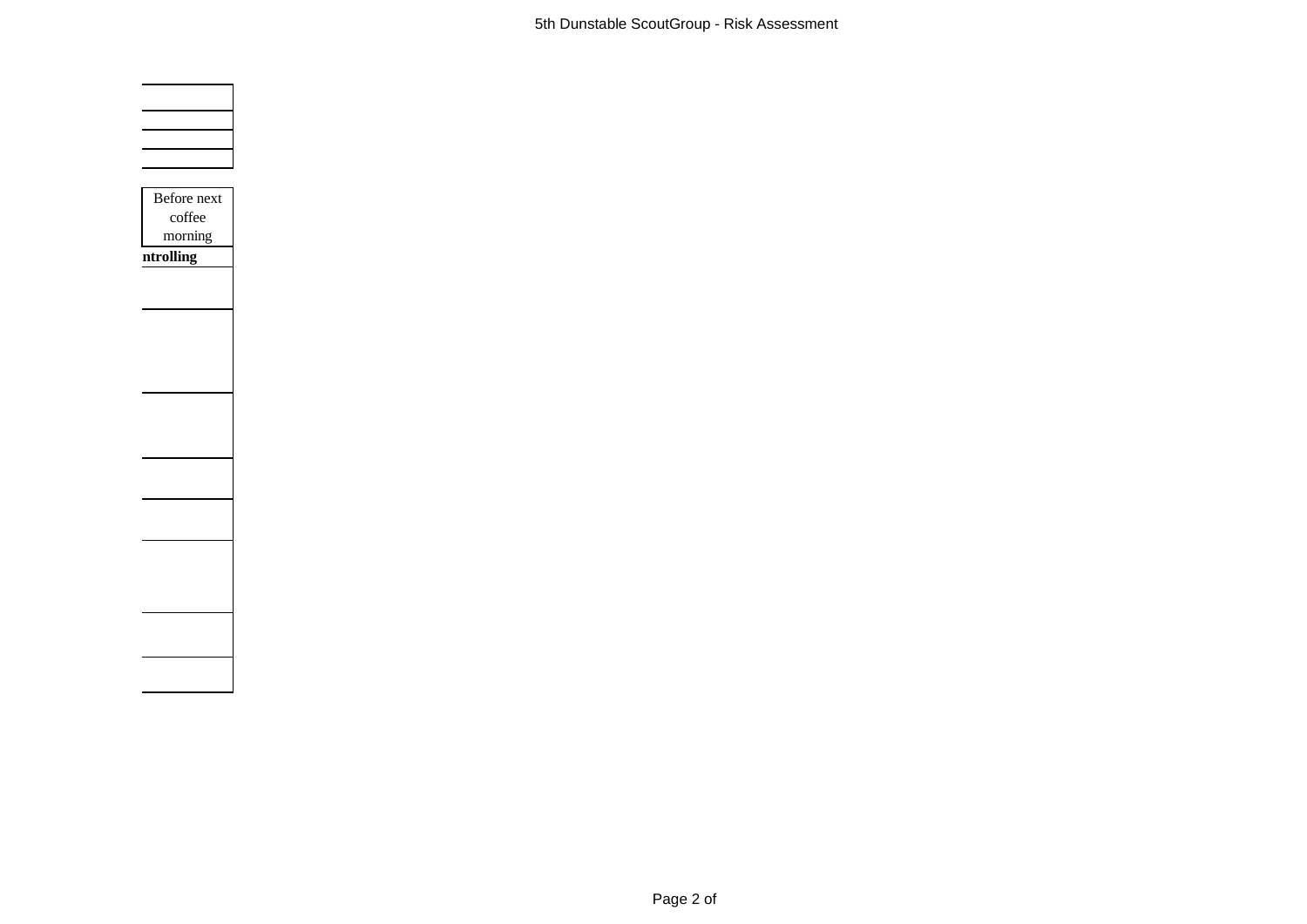| |
|---|
| |
| |
| |
| |
| Before next coffee morning |
| **ntrolling** |
| |
| |
| |
| |
| |
| |
| |
| |